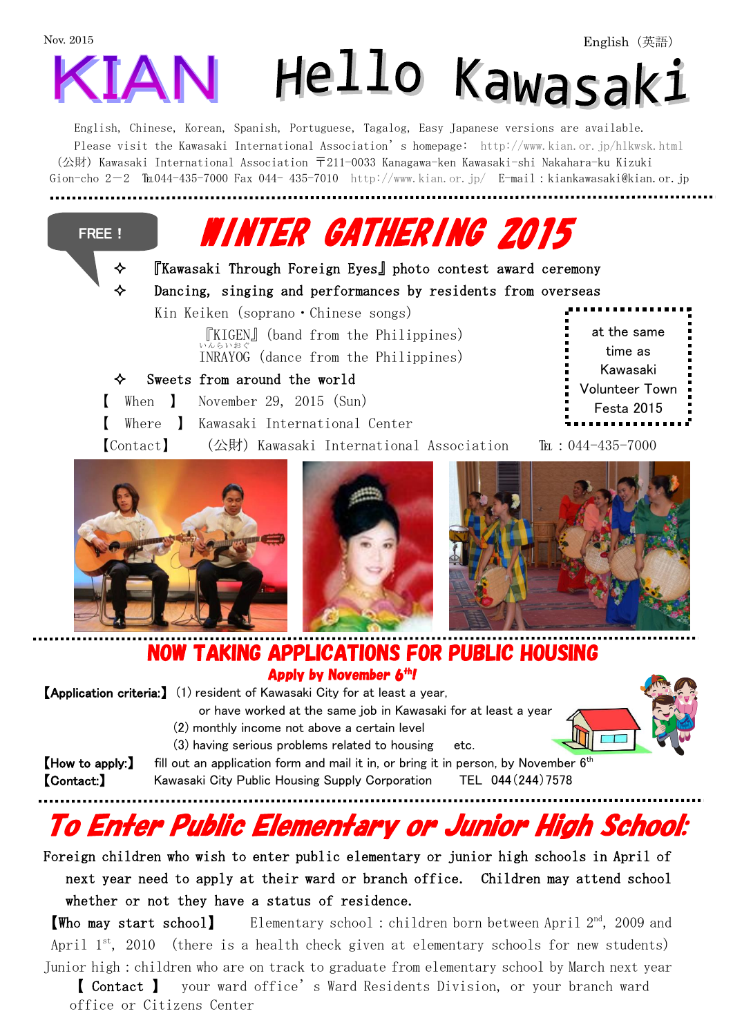Nov. 2015

English（英語）

# KIAN Hello Kawasaki

English, Chinese, Korean, Spanish, Portuguese, Tagalog, Easy Japanese versions are available.
Please visit the Kawasaki International Association's homepage: http://www.kian.or.jp/hlkwsk.html
(公財) Kawasaki International Association 〒211-0033 Kanagawa-ken Kawasaki-shi Nakahara-ku Kizuki Gion-cho 2－2 Tel044-435-7000 Fax 044- 435-7010 http://www.kian.or.jp/ E-mail：kiankawasaki@kian.or.jp

---

FREE！

## WINTER GATHERING 2015

- 『Kawasaki Through Foreign Eyes』photo contest award ceremony
- Dancing, singing and performances by residents from overseas
  - Kin Keiken (soprano・Chinese songs)
  - 『KIGEN』(band from the Philippines)
  - INRAYOG (dance from the Philippines)
- Sweets from around the world

【 When 】 November 29, 2015 (Sun)
【 Where 】 Kawasaki International Center
【Contact】 (公財) Kawasaki International Association Tel：044-435-7000

at the same time as Kawasaki Volunteer Town Festa 2015

---

## NOW TAKING APPLICATIONS FOR PUBLIC HOUSING

**Apply by November 6th!**

【Application criteria:】(1) resident of Kawasaki City for at least a year, or have worked at the same job in Kawasaki for at least a year
(2) monthly income not above a certain level
(3) having serious problems related to housing etc.

【How to apply:】 fill out an application form and mail it in, or bring it in person, by November 6th
【Contact:】 Kawasaki City Public Housing Supply Corporation TEL 044(244)7578

---

## To Enter Public Elementary or Junior High School:

Foreign children who wish to enter public elementary or junior high schools in April of next year need to apply at their ward or branch office. Children may attend school whether or not they have a status of residence.

【Who may start school】 Elementary school：children born between April 2nd, 2009 and April 1st, 2010 (there is a health check given at elementary schools for new students)
Junior high：children who are on track to graduate from elementary school by March next year

【 Contact 】 your ward office's Ward Residents Division, or your branch ward office or Citizens Center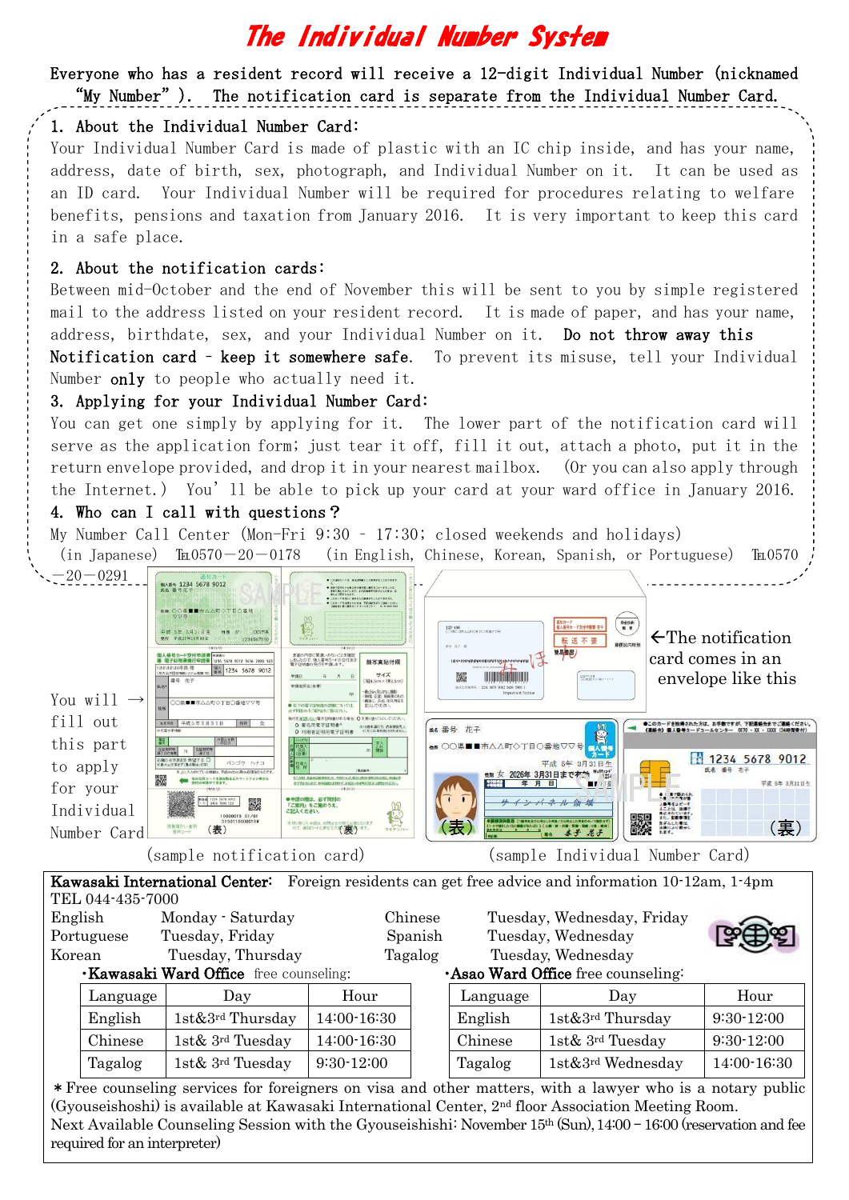# The Individual Number System

Everyone who has a resident record will receive a 12-digit Individual Number (nicknamed "My Number"). The notification card is separate from the Individual Number Card.

## 1. About the Individual Number Card:

Your Individual Number Card is made of plastic with an IC chip inside, and has your name, address, date of birth, sex, photograph, and Individual Number on it. It can be used as an ID card. Your Individual Number will be required for procedures relating to welfare benefits, pensions and taxation from January 2016. It is very important to keep this card in a safe place.

## 2. About the notification cards:

Between mid-October and the end of November this will be sent to you by simple registered mail to the address listed on your resident record. It is made of paper, and has your name, address, birthdate, sex, and your Individual Number on it. **Do not throw away this Notification card – keep it somewhere safe.** To prevent its misuse, tell your Individual Number **only** to people who actually need it.

## 3. Applying for your Individual Number Card:

You can get one simply by applying for it. The lower part of the notification card will serve as the application form; just tear it off, fill it out, attach a photo, put it in the return envelope provided, and drop it in your nearest mailbox. (Or you can also apply through the Internet.) You'll be able to pick up your card at your ward office in January 2016.

## 4. Who can I call with questions?

My Number Call Center (Mon-Fri 9:30 – 17:30; closed weekends and holidays)
(in Japanese) TEL 0570－20－0178 (in English, Chinese, Korean, Spanish, or Portuguese) TEL 0570－20－0291

You will fill out this part to apply for your Individual Number Card →

(sample notification card)

←The notification card comes in an envelope like this

(sample Individual Number Card)

**Kawasaki International Center:** Foreign residents can get free advice and information 10-12am, 1-4pm
TEL 044-435-7000

| | | | |
|---|---|---|---|
| English | Monday - Saturday | Chinese | Tuesday, Wednesday, Friday |
| Portuguese | Tuesday, Friday | Spanish | Tuesday, Wednesday |
| Korean | Tuesday, Thursday | Tagalog | Tuesday, Wednesday |

・**Kawasaki Ward Office** free counseling:

| Language | Day | Hour |
|---|---|---|
| English | 1st&3rd Thursday | 14:00-16:30 |
| Chinese | 1st& 3rd Tuesday | 14:00-16:30 |
| Tagalog | 1st& 3rd Tuesday | 9:30-12:00 |

・**Asao Ward Office** free counseling:

| Language | Day | Hour |
|---|---|---|
| English | 1st&3rd Thursday | 9:30-12:00 |
| Chinese | 1st& 3rd Tuesday | 9:30-12:00 |
| Tagalog | 1st&3rd Wednesday | 14:00-16:30 |

＊Free counseling services for foreigners on visa and other matters, with a lawyer who is a notary public (Gyouseishoshi) is available at Kawasaki International Center, 2nd floor Association Meeting Room.
Next Available Counseling Session with the Gyouseishishi: November 15th (Sun), 14:00 – 16:00 (reservation and fee required for an interpreter)